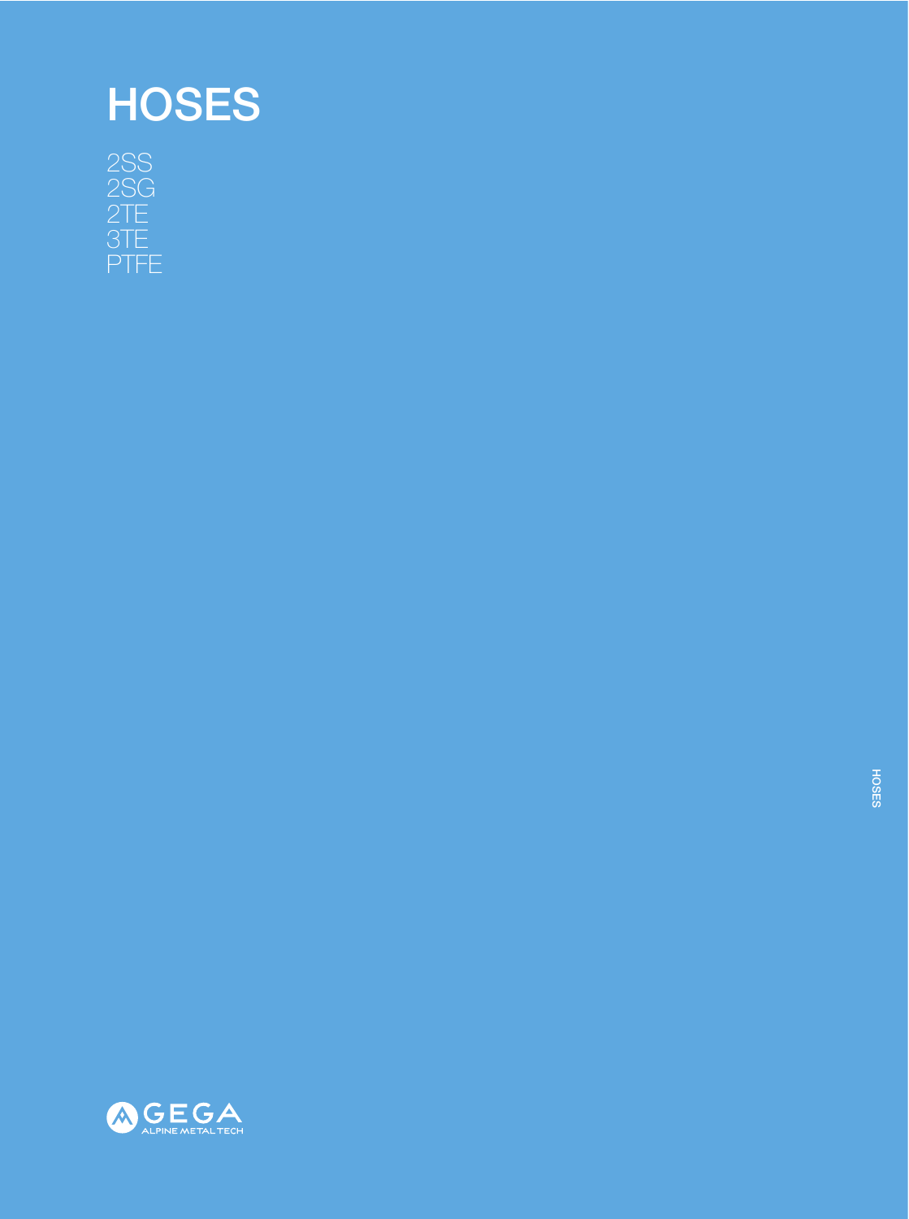# HOSES

2SS
2SG
2TE
3TE
PTFE

GEGA
ALPINE METAL TECH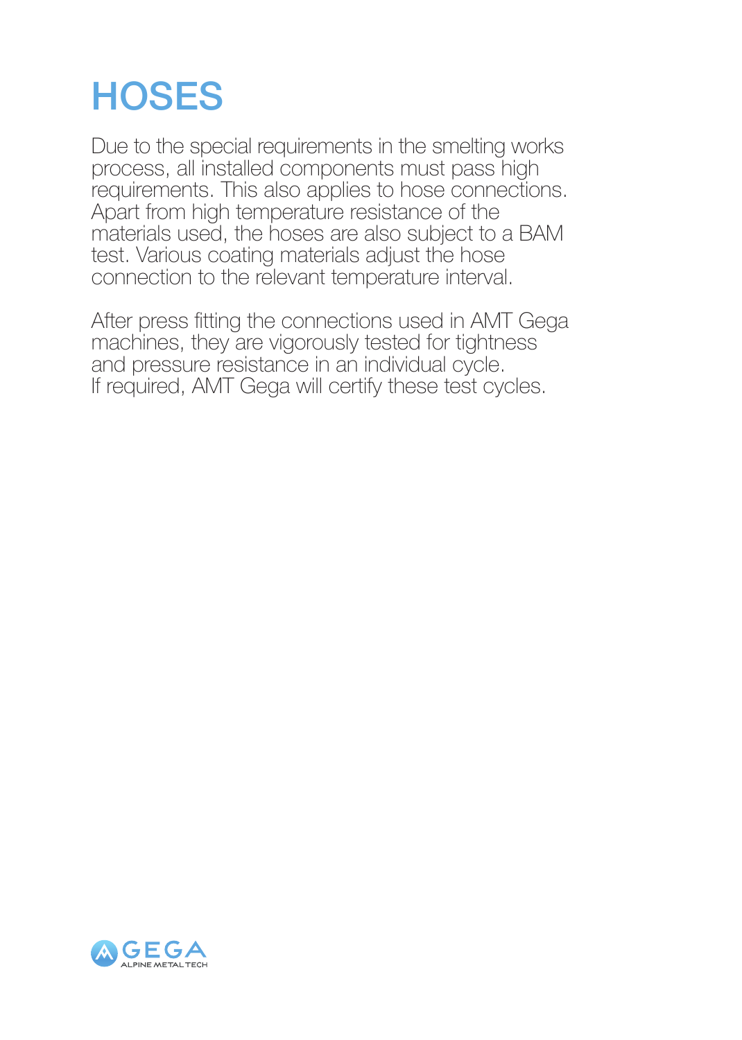# HOSES

Due to the special requirements in the smelting works process, all installed components must pass high requirements. This also applies to hose connections. Apart from high temperature resistance of the materials used, the hoses are also subject to a BAM test. Various coating materials adjust the hose connection to the relevant temperature interval.

After press fitting the connections used in AMT Gega machines, they are vigorously tested for tightness and pressure resistance in an individual cycle.
If required, AMT Gega will certify these test cycles.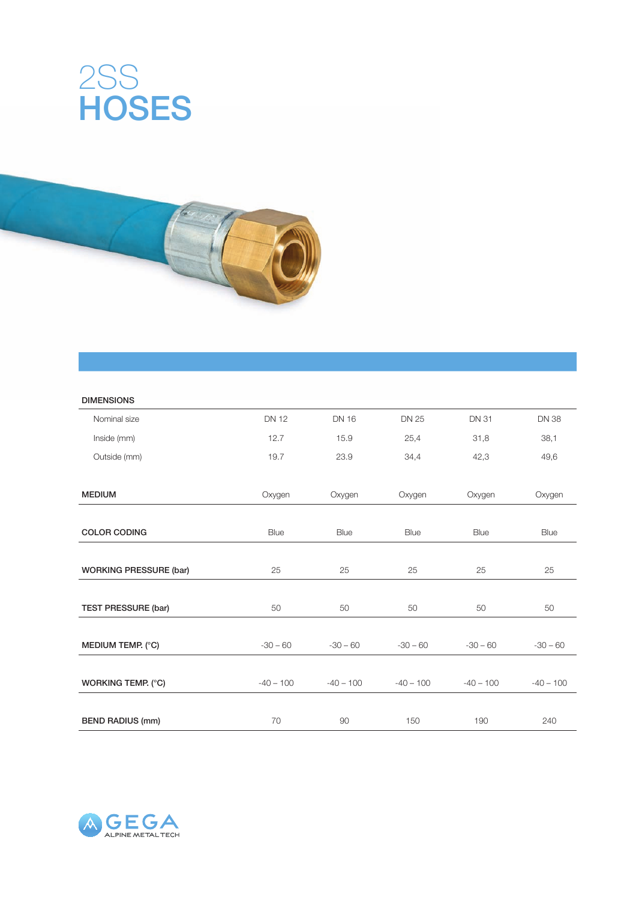# 2SS HOSES

| DIMENSIONS | | | | | |
|---|---|---|---|---|---|
| Nominal size | DN 12 | DN 16 | DN 25 | DN 31 | DN 38 |
| Inside (mm) | 12.7 | 15.9 | 25,4 | 31,8 | 38,1 |
| Outside (mm) | 19.7 | 23.9 | 34,4 | 42,3 | 49,6 |
| **MEDIUM** | Oxygen | Oxygen | Oxygen | Oxygen | Oxygen |
| **COLOR CODING** | Blue | Blue | Blue | Blue | Blue |
| **WORKING PRESSURE (bar)** | 25 | 25 | 25 | 25 | 25 |
| **TEST PRESSURE (bar)** | 50 | 50 | 50 | 50 | 50 |
| **MEDIUM TEMP. (°C)** | -30 – 60 | -30 – 60 | -30 – 60 | -30 – 60 | -30 – 60 |
| **WORKING TEMP. (°C)** | -40 – 100 | -40 – 100 | -40 – 100 | -40 – 100 | -40 – 100 |
| **BEND RADIUS (mm)** | 70 | 90 | 150 | 190 | 240 |

GEGA ALPINE METAL TECH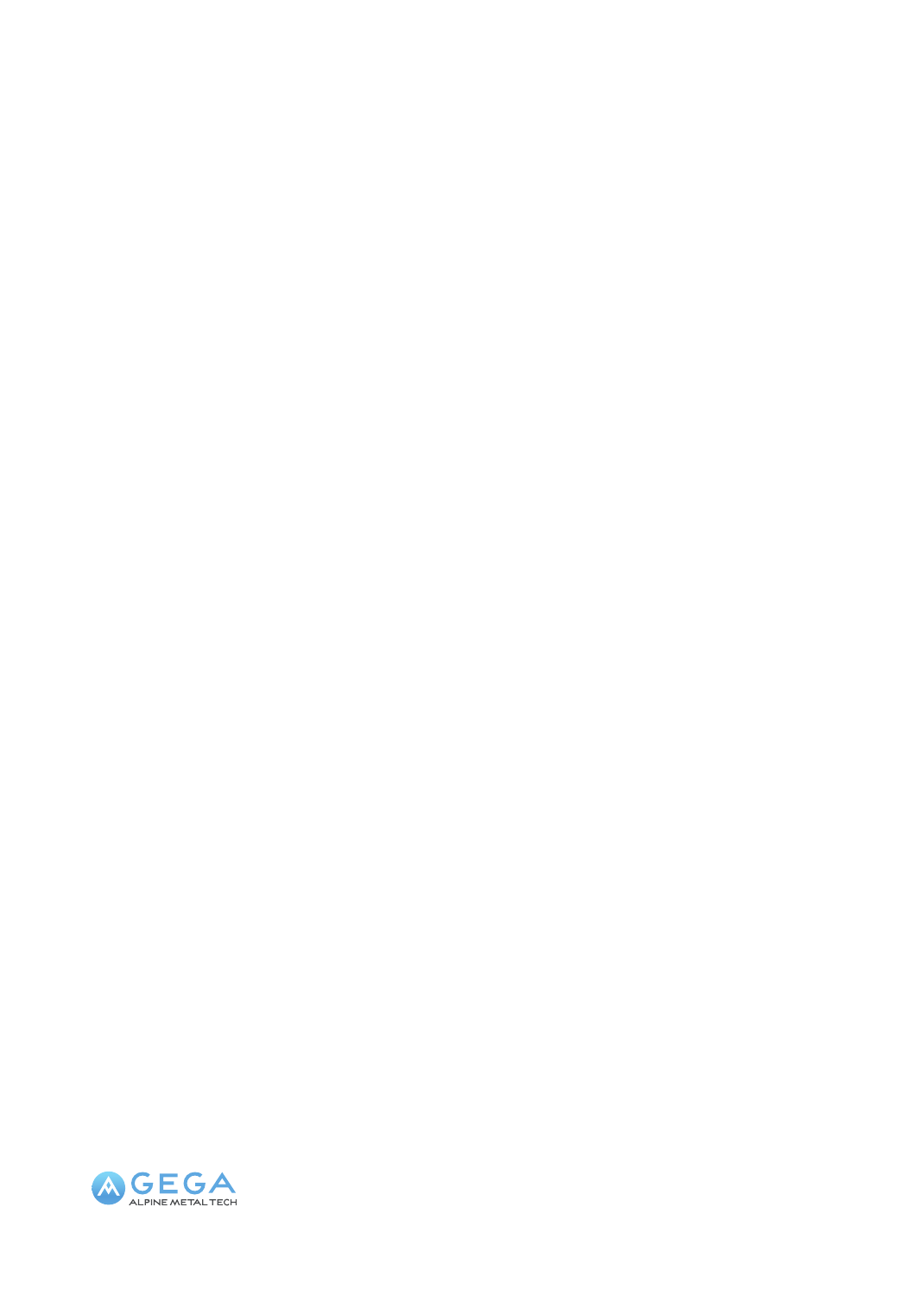GEGA

ALPINE METAL TECH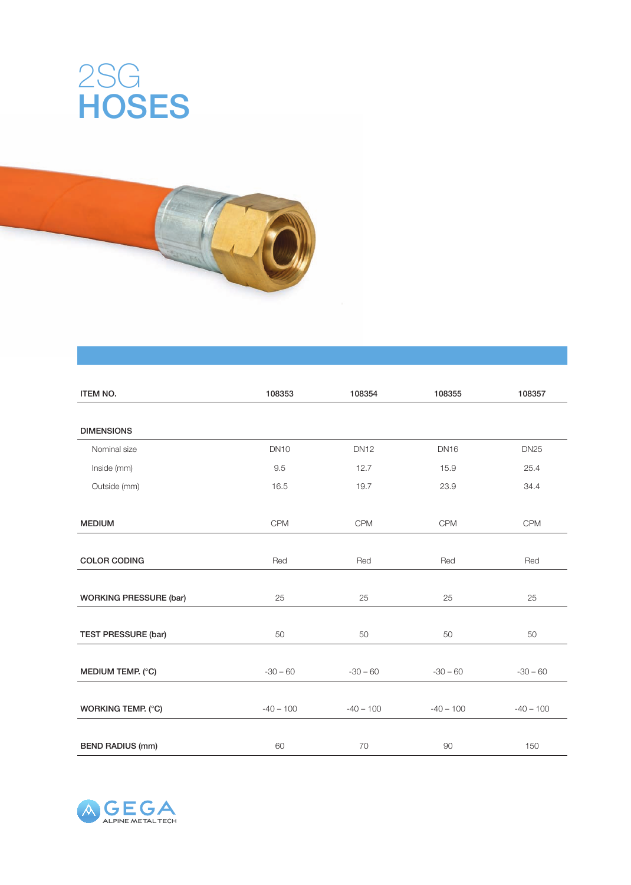# 2SG HOSES

| ITEM NO. | 108353 | 108354 | 108355 | 108357 |
|---|---|---|---|---|
| **DIMENSIONS** | | | | |
| Nominal size | DN10 | DN12 | DN16 | DN25 |
| Inside (mm) | 9.5 | 12.7 | 15.9 | 25.4 |
| Outside (mm) | 16.5 | 19.7 | 23.9 | 34.4 |
| **MEDIUM** | CPM | CPM | CPM | CPM |
| **COLOR CODING** | Red | Red | Red | Red |
| **WORKING PRESSURE (bar)** | 25 | 25 | 25 | 25 |
| **TEST PRESSURE (bar)** | 50 | 50 | 50 | 50 |
| **MEDIUM TEMP. (°C)** | -30 – 60 | -30 – 60 | -30 – 60 | -30 – 60 |
| **WORKING TEMP. (°C)** | -40 – 100 | -40 – 100 | -40 – 100 | -40 – 100 |
| **BEND RADIUS (mm)** | 60 | 70 | 90 | 150 |

GEGA ALPINE METALTECH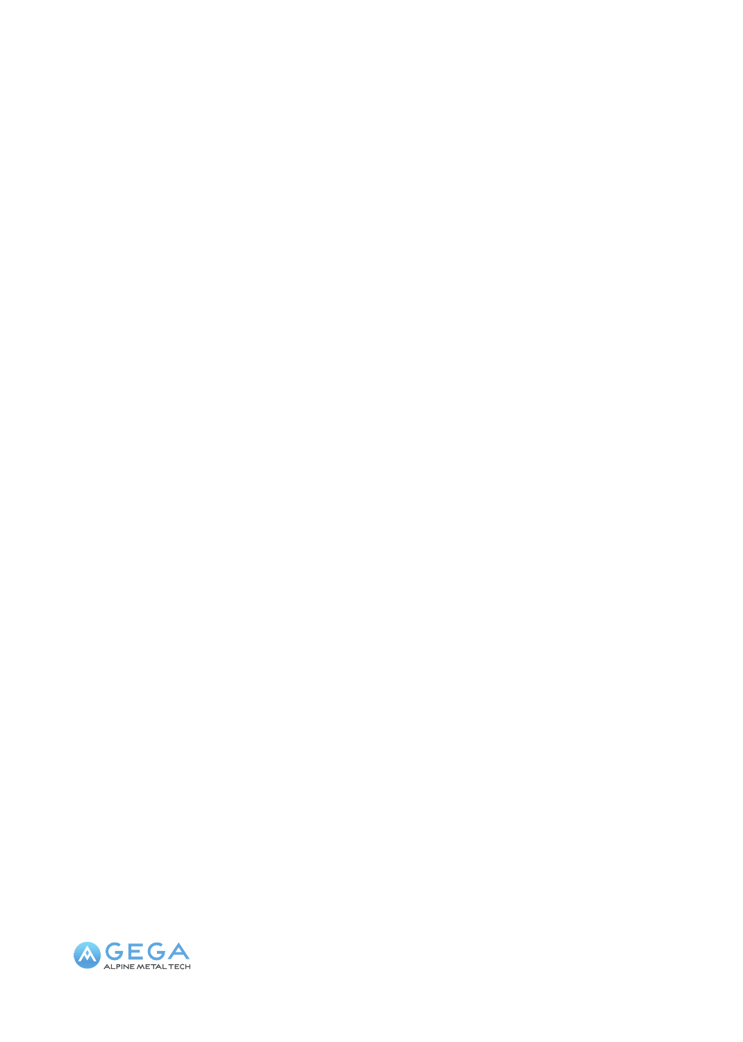GEGA

ALPINE METAL TECH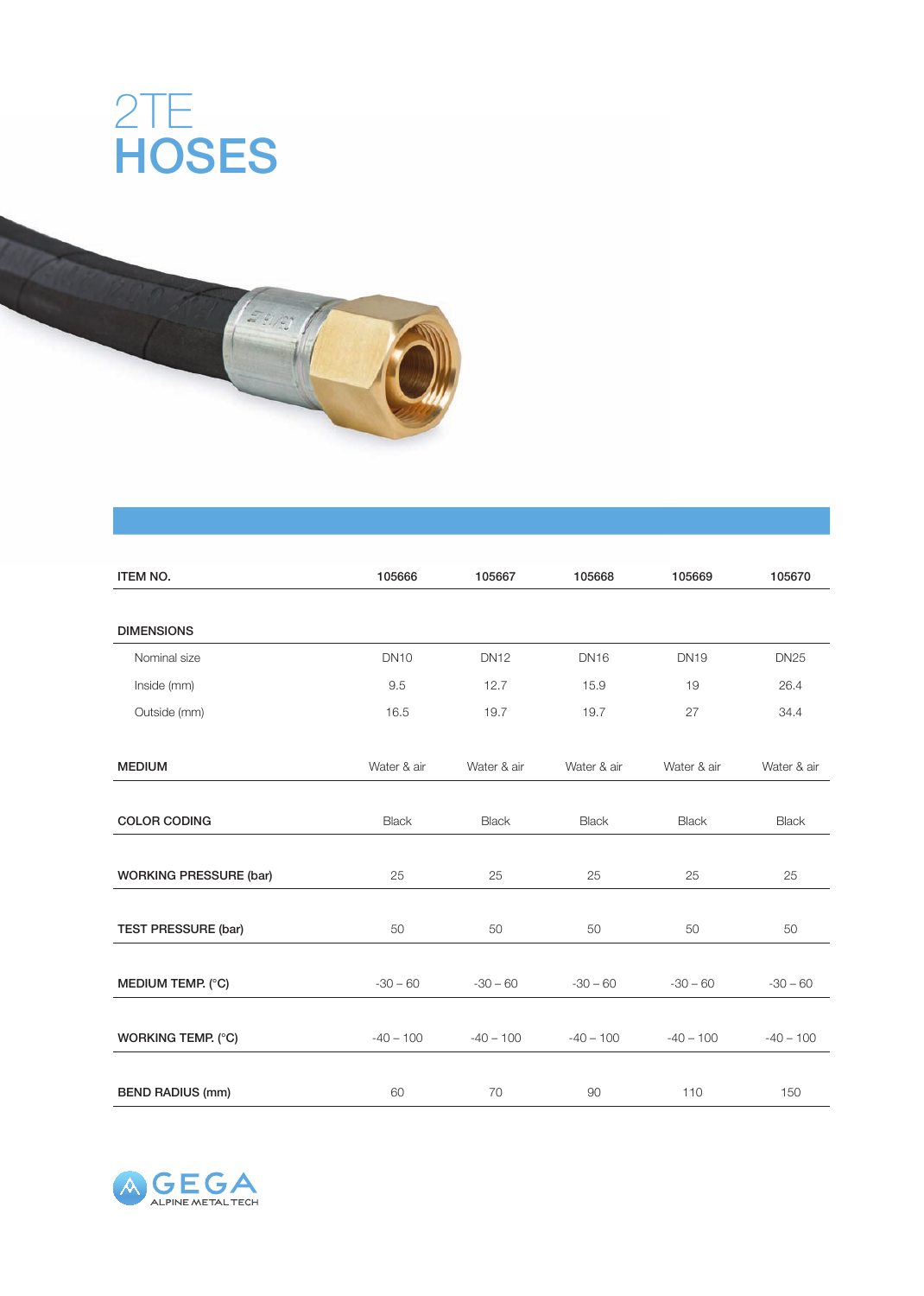# 2TE HOSES

| ITEM NO. | 105666 | 105667 | 105668 | 105669 | 105670 |
|---|---|---|---|---|---|
| **DIMENSIONS** | | | | | |
| Nominal size | DN10 | DN12 | DN16 | DN19 | DN25 |
| Inside (mm) | 9.5 | 12.7 | 15.9 | 19 | 26.4 |
| Outside (mm) | 16.5 | 19.7 | 19.7 | 27 | 34.4 |
| **MEDIUM** | Water & air | Water & air | Water & air | Water & air | Water & air |
| **COLOR CODING** | Black | Black | Black | Black | Black |
| **WORKING PRESSURE (bar)** | 25 | 25 | 25 | 25 | 25 |
| **TEST PRESSURE (bar)** | 50 | 50 | 50 | 50 | 50 |
| **MEDIUM TEMP. (°C)** | -30 – 60 | -30 – 60 | -30 – 60 | -30 – 60 | -30 – 60 |
| **WORKING TEMP. (°C)** | -40 – 100 | -40 – 100 | -40 – 100 | -40 – 100 | -40 – 100 |
| **BEND RADIUS (mm)** | 60 | 70 | 90 | 110 | 150 |

GEGA ALPINE METAL TECH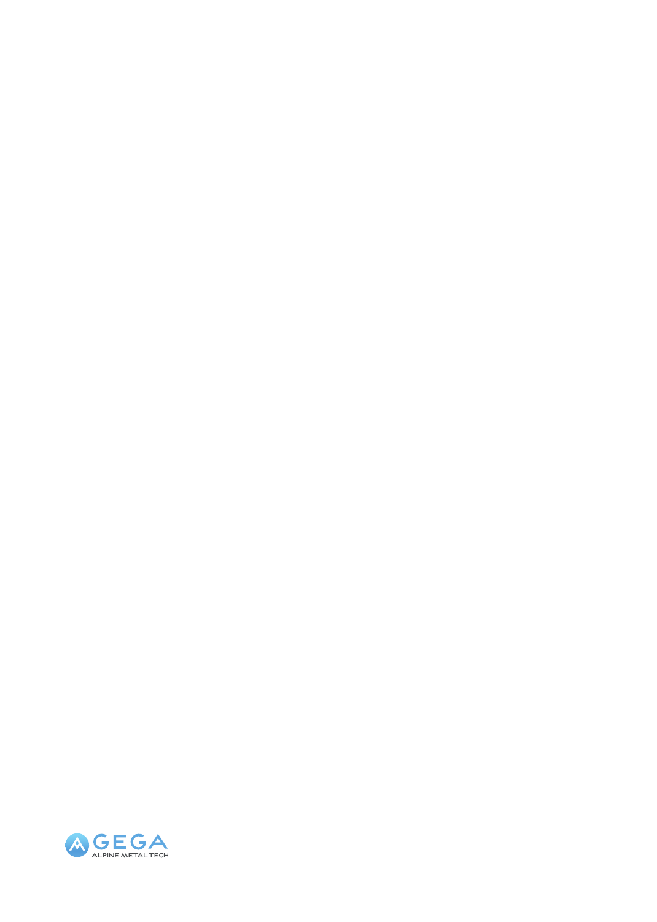GEGA

ALPINE METAL TECH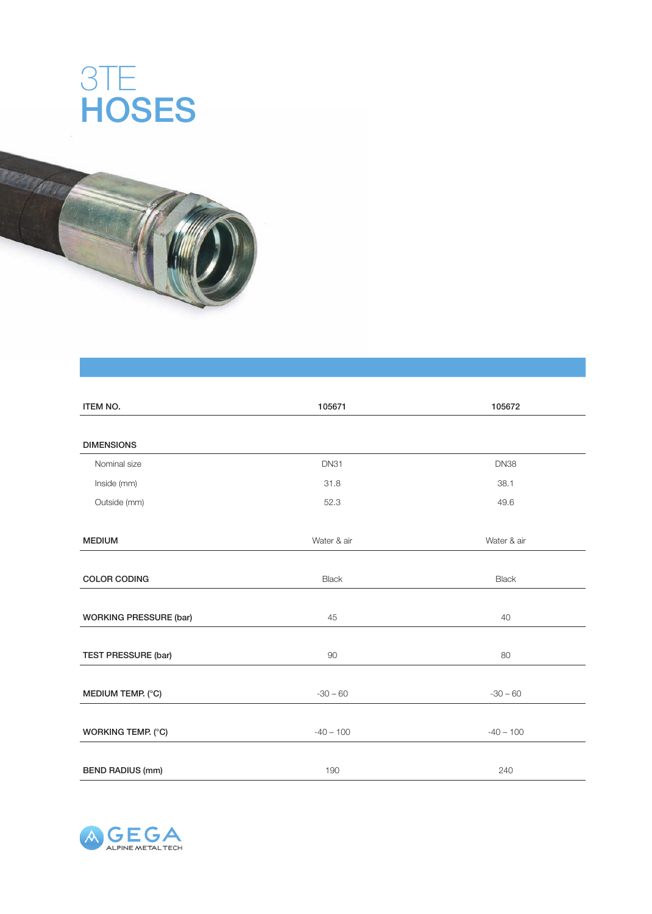# 3TE
# HOSES

| ITEM NO. | 105671 | 105672 |
|---|---|---|
| **DIMENSIONS** | | |
| Nominal size | DN31 | DN38 |
| Inside (mm) | 31.8 | 38.1 |
| Outside (mm) | 52.3 | 49.6 |
| **MEDIUM** | Water & air | Water & air |
| **COLOR CODING** | Black | Black |
| **WORKING PRESSURE (bar)** | 45 | 40 |
| **TEST PRESSURE (bar)** | 90 | 80 |
| **MEDIUM TEMP. (°C)** | -30 – 60 | -30 – 60 |
| **WORKING TEMP. (°C)** | -40 – 100 | -40 – 100 |
| **BEND RADIUS (mm)** | 190 | 240 |

GEGA
ALPINE METAL TECH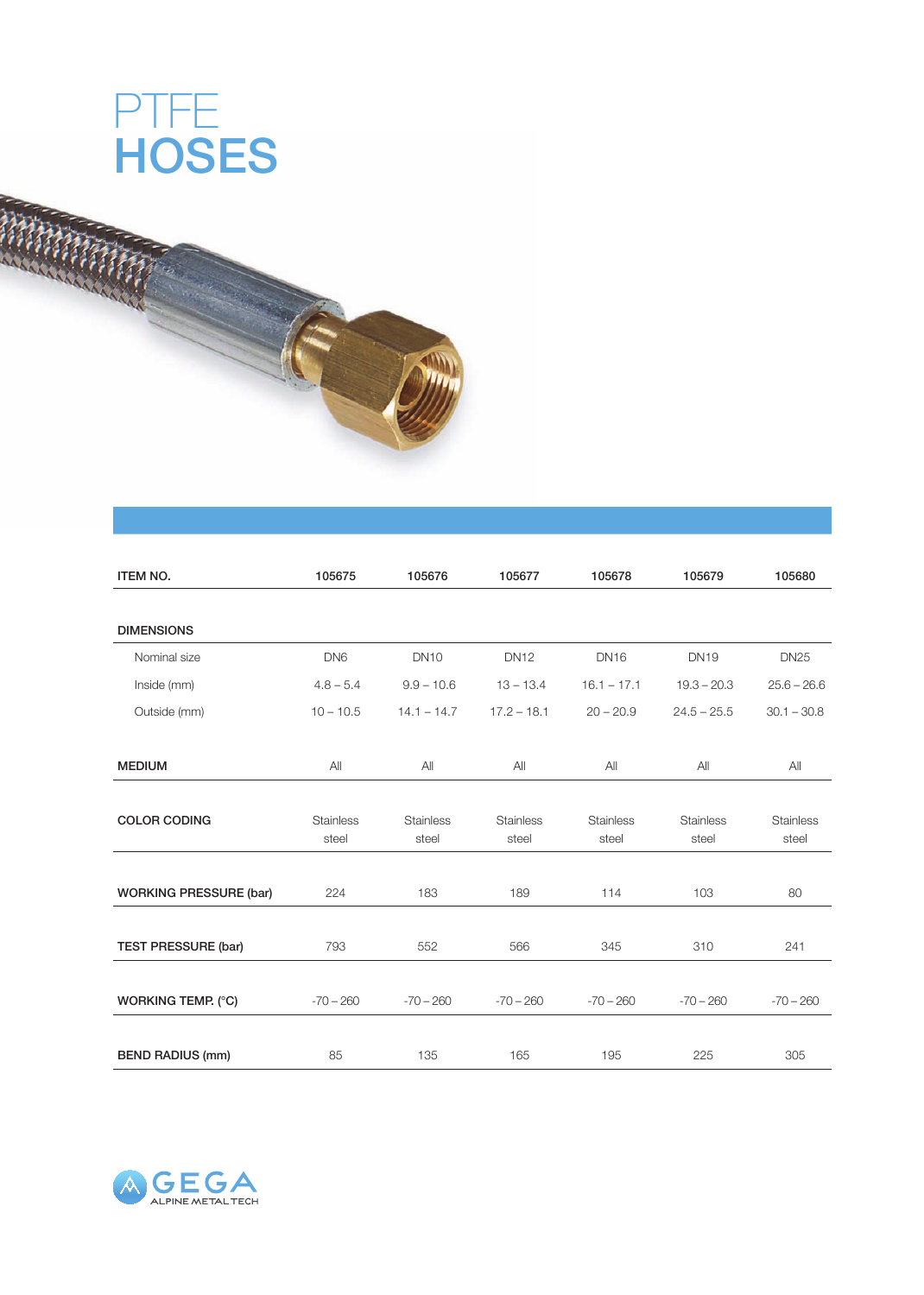# PTFE
# HOSES

| ITEM NO. | 105675 | 105676 | 105677 | 105678 | 105679 | 105680 |
|---|---|---|---|---|---|---|
| **DIMENSIONS** | | | | | | |
| Nominal size | DN6 | DN10 | DN12 | DN16 | DN19 | DN25 |
| Inside (mm) | 4.8 – 5.4 | 9.9 – 10.6 | 13 – 13.4 | 16.1 – 17.1 | 19.3 – 20.3 | 25.6 – 26.6 |
| Outside (mm) | 10 – 10.5 | 14.1 – 14.7 | 17.2 – 18.1 | 20 – 20.9 | 24.5 – 25.5 | 30.1 – 30.8 |
| **MEDIUM** | All | All | All | All | All | All |
| **COLOR CODING** | Stainless steel | Stainless steel | Stainless steel | Stainless steel | Stainless steel | Stainless steel |
| **WORKING PRESSURE (bar)** | 224 | 183 | 189 | 114 | 103 | 80 |
| **TEST PRESSURE (bar)** | 793 | 552 | 566 | 345 | 310 | 241 |
| **WORKING TEMP. (°C)** | -70 – 260 | -70 – 260 | -70 – 260 | -70 – 260 | -70 – 260 | -70 – 260 |
| **BEND RADIUS (mm)** | 85 | 135 | 165 | 195 | 225 | 305 |

GEGA ALPINE METAL TECH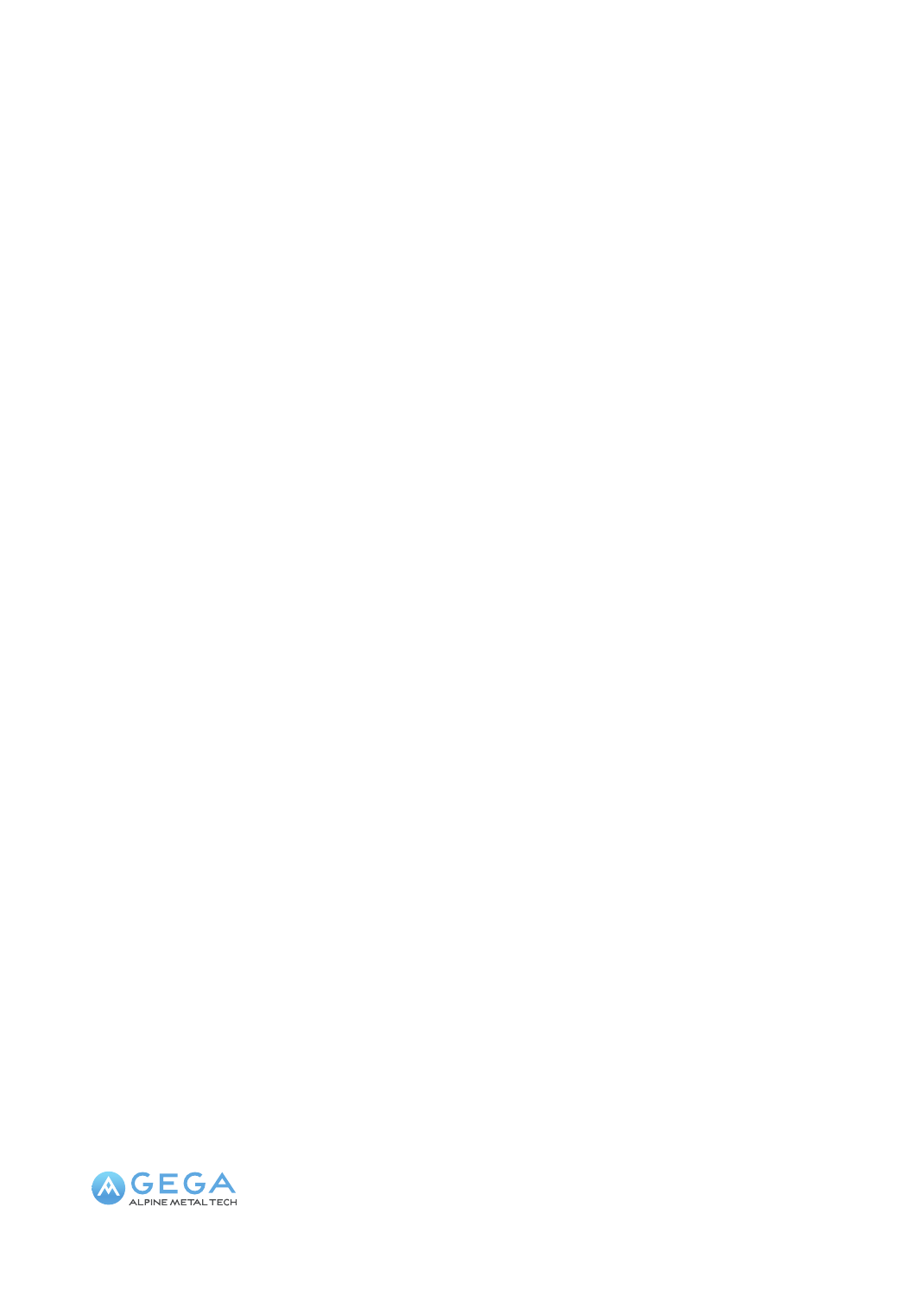GEGA

ALPINE METAL TECH